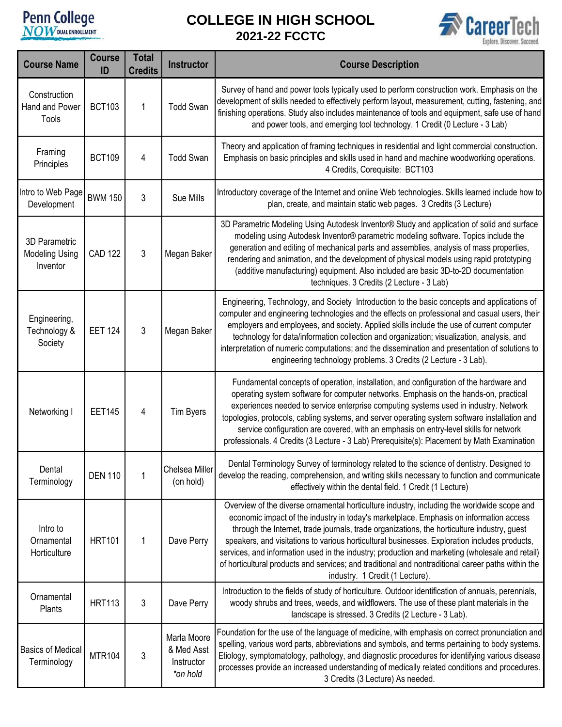# COLLEGE IN HIGH SCHOOL

## 2021-22 FCCTC

| Course Name | Course ID | Total Credits | Instructor | Course Description |
|---|---|---|---|---|
| Construction Hand and Power Tools | BCT103 | 1 | Todd Swan | Survey of hand and power tools typically used to perform construction work. Emphasis on the development of skills needed to effectively perform layout, measurement, cutting, fastening, and finishing operations. Study also includes maintenance of tools and equipment, safe use of hand and power tools, and emerging tool technology. 1 Credit (0 Lecture - 3 Lab) |
| Framing Principles | BCT109 | 4 | Todd Swan | Theory and application of framing techniques in residential and light commercial construction. Emphasis on basic principles and skills used in hand and machine woodworking operations. 4 Credits, Corequisite: BCT103 |
| Intro to Web Page Development | BWM 150 | 3 | Sue Mills | Introductory coverage of the Internet and online Web technologies. Skills learned include how to plan, create, and maintain static web pages. 3 Credits (3 Lecture) |
| 3D Parametric Modeling Using Inventor | CAD 122 | 3 | Megan Baker | 3D Parametric Modeling Using Autodesk Inventor® Study and application of solid and surface modeling using Autodesk Inventor® parametric modeling software. Topics include the generation and editing of mechanical parts and assemblies, analysis of mass properties, rendering and animation, and the development of physical models using rapid prototyping (additive manufacturing) equipment. Also included are basic 3D-to-2D documentation techniques. 3 Credits (2 Lecture - 3 Lab) |
| Engineering, Technology & Society | EET 124 | 3 | Megan Baker | Engineering, Technology, and Society Introduction to the basic concepts and applications of computer and engineering technologies and the effects on professional and casual users, their employers and employees, and society. Applied skills include the use of current computer technology for data/information collection and organization; visualization, analysis, and interpretation of numeric computations; and the dissemination and presentation of solutions to engineering technology problems. 3 Credits (2 Lecture - 3 Lab). |
| Networking I | EET145 | 4 | Tim Byers | Fundamental concepts of operation, installation, and configuration of the hardware and operating system software for computer networks. Emphasis on the hands-on, practical experiences needed to service enterprise computing systems used in industry. Network topologies, protocols, cabling systems, and server operating system software installation and service configuration are covered, with an emphasis on entry-level skills for network professionals. 4 Credits (3 Lecture - 3 Lab) Prerequisite(s): Placement by Math Examination |
| Dental Terminology | DEN 110 | 1 | Chelsea Miller (on hold) | Dental Terminology Survey of terminology related to the science of dentistry. Designed to develop the reading, comprehension, and writing skills necessary to function and communicate effectively within the dental field. 1 Credit (1 Lecture) |
| Intro to Ornamental Horticulture | HRT101 | 1 | Dave Perry | Overview of the diverse ornamental horticulture industry, including the worldwide scope and economic impact of the industry in today's marketplace. Emphasis on information access through the Internet, trade journals, trade organizations, the horticulture industry, guest speakers, and visitations to various horticultural businesses. Exploration includes products, services, and information used in the industry; production and marketing (wholesale and retail) of horticultural products and services; and traditional and nontraditional career paths within the industry. 1 Credit (1 Lecture). |
| Ornamental Plants | HRT113 | 3 | Dave Perry | Introduction to the fields of study of horticulture. Outdoor identification of annuals, perennials, woody shrubs and trees, weeds, and wildflowers. The use of these plant materials in the landscape is stressed. 3 Credits (2 Lecture - 3 Lab). |
| Basics of Medical Terminology | MTR104 | 3 | Marla Moore & Med Asst Instructor *on hold* | Foundation for the use of the language of medicine, with emphasis on correct pronunciation and spelling, various word parts, abbreviations and symbols, and terms pertaining to body systems. Etiology, symptomatology, pathology, and diagnostic procedures for identifying various disease processes provide an increased understanding of medically related conditions and procedures. 3 Credits (3 Lecture) As needed. |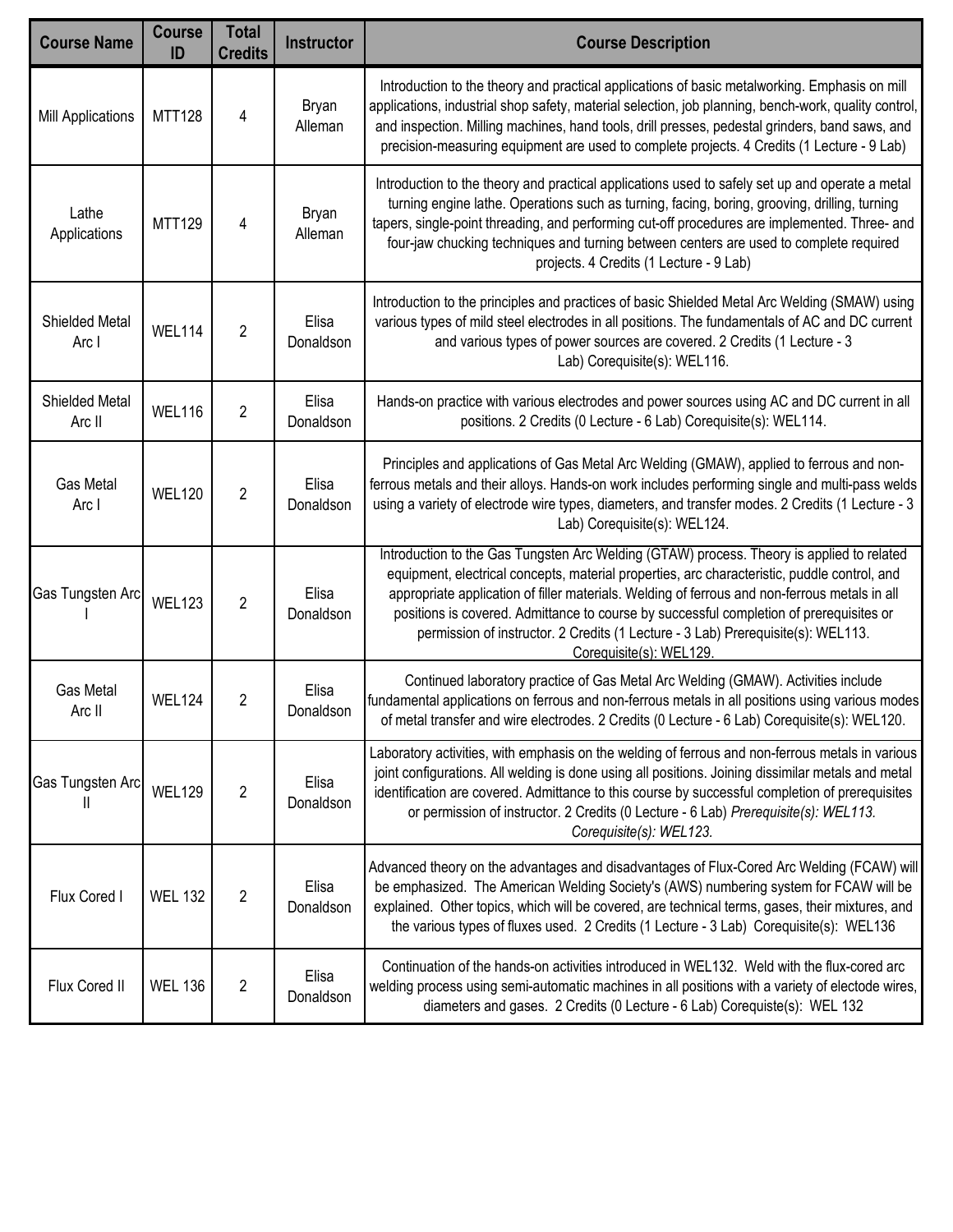| Course Name | Course ID | Total Credits | Instructor | Course Description |
|---|---|---|---|---|
| Mill Applications | MTT128 | 4 | Bryan Alleman | Introduction to the theory and practical applications of basic metalworking. Emphasis on mill applications, industrial shop safety, material selection, job planning, bench-work, quality control, and inspection. Milling machines, hand tools, drill presses, pedestal grinders, band saws, and precision-measuring equipment are used to complete projects. 4 Credits (1 Lecture - 9 Lab) |
| Lathe Applications | MTT129 | 4 | Bryan Alleman | Introduction to the theory and practical applications used to safely set up and operate a metal turning engine lathe. Operations such as turning, facing, boring, grooving, drilling, turning tapers, single-point threading, and performing cut-off procedures are implemented. Three- and four-jaw chucking techniques and turning between centers are used to complete required projects. 4 Credits (1 Lecture - 9 Lab) |
| Shielded Metal Arc I | WEL114 | 2 | Elisa Donaldson | Introduction to the principles and practices of basic Shielded Metal Arc Welding (SMAW) using various types of mild steel electrodes in all positions. The fundamentals of AC and DC current and various types of power sources are covered. 2 Credits (1 Lecture - 3 Lab) Corequisite(s): WEL116. |
| Shielded Metal Arc II | WEL116 | 2 | Elisa Donaldson | Hands-on practice with various electrodes and power sources using AC and DC current in all positions. 2 Credits (0 Lecture - 6 Lab) Corequisite(s): WEL114. |
| Gas Metal Arc I | WEL120 | 2 | Elisa Donaldson | Principles and applications of Gas Metal Arc Welding (GMAW), applied to ferrous and non-ferrous metals and their alloys. Hands-on work includes performing single and multi-pass welds using a variety of electrode wire types, diameters, and transfer modes. 2 Credits (1 Lecture - 3 Lab) Corequisite(s): WEL124. |
| Gas Tungsten Arc I | WEL123 | 2 | Elisa Donaldson | Introduction to the Gas Tungsten Arc Welding (GTAW) process. Theory is applied to related equipment, electrical concepts, material properties, arc characteristic, puddle control, and appropriate application of filler materials. Welding of ferrous and non-ferrous metals in all positions is covered. Admittance to course by successful completion of prerequisites or permission of instructor. 2 Credits (1 Lecture - 3 Lab) Prerequisite(s): WEL113. Corequisite(s): WEL129. |
| Gas Metal Arc II | WEL124 | 2 | Elisa Donaldson | Continued laboratory practice of Gas Metal Arc Welding (GMAW). Activities include fundamental applications on ferrous and non-ferrous metals in all positions using various modes of metal transfer and wire electrodes. 2 Credits (0 Lecture - 6 Lab) Corequisite(s): WEL120. |
| Gas Tungsten Arc II | WEL129 | 2 | Elisa Donaldson | Laboratory activities, with emphasis on the welding of ferrous and non-ferrous metals in various joint configurations. All welding is done using all positions. Joining dissimilar metals and metal identification are covered. Admittance to this course by successful completion of prerequisites or permission of instructor. 2 Credits (0 Lecture - 6 Lab) *Prerequisite(s): WEL113. Corequisite(s): WEL123.* |
| Flux Cored I | WEL 132 | 2 | Elisa Donaldson | Advanced theory on the advantages and disadvantages of Flux-Cored Arc Welding (FCAW) will be emphasized. The American Welding Society's (AWS) numbering system for FCAW will be explained. Other topics, which will be covered, are technical terms, gases, their mixtures, and the various types of fluxes used. 2 Credits (1 Lecture - 3 Lab) Corequisite(s): WEL136 |
| Flux Cored II | WEL 136 | 2 | Elisa Donaldson | Continuation of the hands-on activities introduced in WEL132. Weld with the flux-cored arc welding process using semi-automatic machines in all positions with a variety of electode wires, diameters and gases. 2 Credits (0 Lecture - 6 Lab) Corequiste(s): WEL 132 |